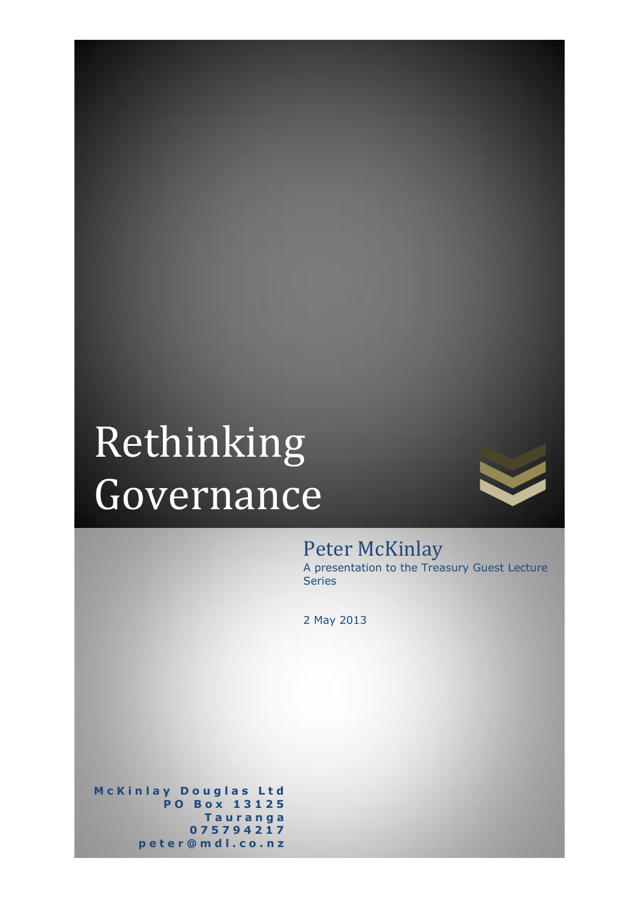# Rethinking Governance

## Peter McKinlay

A presentation to the Treasury Guest Lecture Series

2 May 2013

**McKinlay Douglas Ltd**
**PO Box 13125**
**Tauranga**
**075794217**
**peter@mdl.co.nz**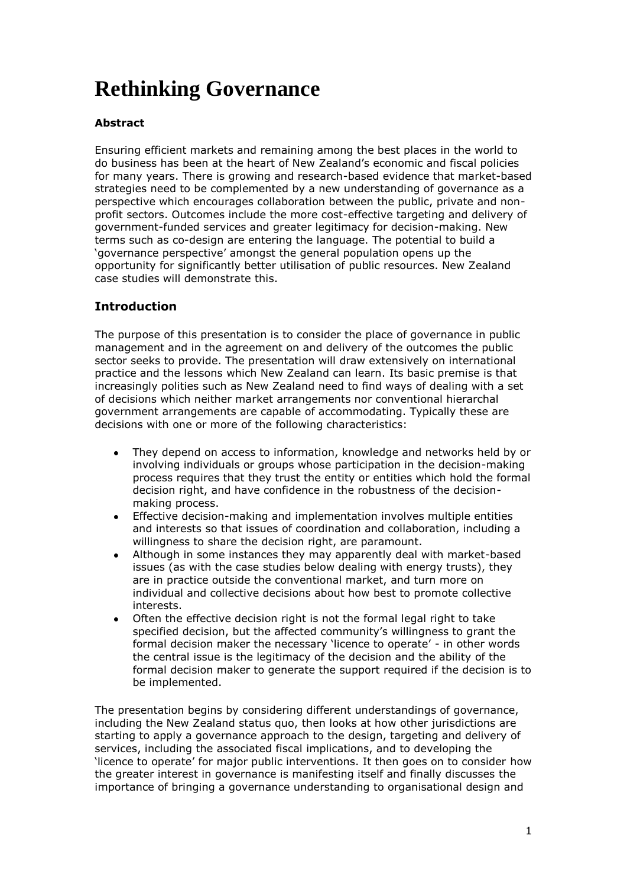# Rethinking Governance

**Abstract**

Ensuring efficient markets and remaining among the best places in the world to do business has been at the heart of New Zealand's economic and fiscal policies for many years. There is growing and research-based evidence that market-based strategies need to be complemented by a new understanding of governance as a perspective which encourages collaboration between the public, private and non-profit sectors. Outcomes include the more cost-effective targeting and delivery of government-funded services and greater legitimacy for decision-making. New terms such as co-design are entering the language. The potential to build a 'governance perspective' amongst the general population opens up the opportunity for significantly better utilisation of public resources. New Zealand case studies will demonstrate this.

## Introduction

The purpose of this presentation is to consider the place of governance in public management and in the agreement on and delivery of the outcomes the public sector seeks to provide. The presentation will draw extensively on international practice and the lessons which New Zealand can learn. Its basic premise is that increasingly polities such as New Zealand need to find ways of dealing with a set of decisions which neither market arrangements nor conventional hierarchal government arrangements are capable of accommodating. Typically these are decisions with one or more of the following characteristics:

- They depend on access to information, knowledge and networks held by or involving individuals or groups whose participation in the decision-making process requires that they trust the entity or entities which hold the formal decision right, and have confidence in the robustness of the decision-making process.
- Effective decision-making and implementation involves multiple entities and interests so that issues of coordination and collaboration, including a willingness to share the decision right, are paramount.
- Although in some instances they may apparently deal with market-based issues (as with the case studies below dealing with energy trusts), they are in practice outside the conventional market, and turn more on individual and collective decisions about how best to promote collective interests.
- Often the effective decision right is not the formal legal right to take specified decision, but the affected community's willingness to grant the formal decision maker the necessary 'licence to operate' - in other words the central issue is the legitimacy of the decision and the ability of the formal decision maker to generate the support required if the decision is to be implemented.

The presentation begins by considering different understandings of governance, including the New Zealand status quo, then looks at how other jurisdictions are starting to apply a governance approach to the design, targeting and delivery of services, including the associated fiscal implications, and to developing the 'licence to operate' for major public interventions. It then goes on to consider how the greater interest in governance is manifesting itself and finally discusses the importance of bringing a governance understanding to organisational design and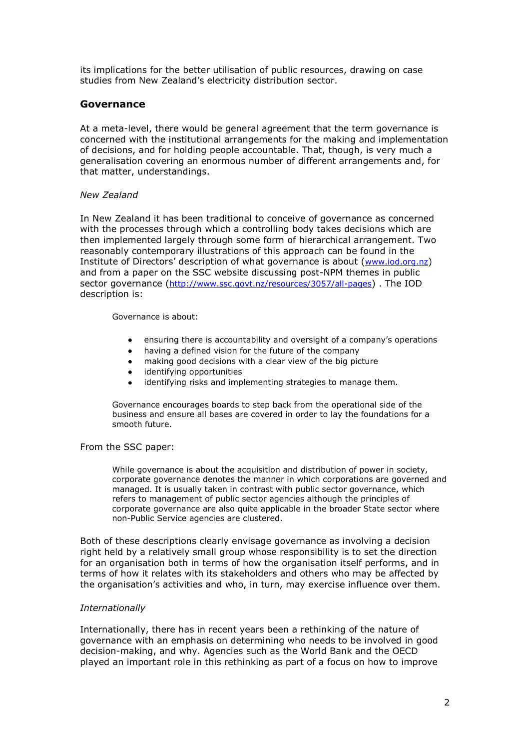its implications for the better utilisation of public resources, drawing on case studies from New Zealand's electricity distribution sector.

## Governance

At a meta-level, there would be general agreement that the term governance is concerned with the institutional arrangements for the making and implementation of decisions, and for holding people accountable. That, though, is very much a generalisation covering an enormous number of different arrangements and, for that matter, understandings.

*New Zealand*

In New Zealand it has been traditional to conceive of governance as concerned with the processes through which a controlling body takes decisions which are then implemented largely through some form of hierarchical arrangement. Two reasonably contemporary illustrations of this approach can be found in the Institute of Directors' description of what governance is about (www.iod.org.nz) and from a paper on the SSC website discussing post-NPM themes in public sector governance (http://www.ssc.govt.nz/resources/3057/all-pages) . The IOD description is:

> Governance is about:
>
> - ensuring there is accountability and oversight of a company's operations
> - having a defined vision for the future of the company
> - making good decisions with a clear view of the big picture
> - identifying opportunities
> - identifying risks and implementing strategies to manage them.
>
> Governance encourages boards to step back from the operational side of the business and ensure all bases are covered in order to lay the foundations for a smooth future.

From the SSC paper:

> While governance is about the acquisition and distribution of power in society, corporate governance denotes the manner in which corporations are governed and managed. It is usually taken in contrast with public sector governance, which refers to management of public sector agencies although the principles of corporate governance are also quite applicable in the broader State sector where non-Public Service agencies are clustered.

Both of these descriptions clearly envisage governance as involving a decision right held by a relatively small group whose responsibility is to set the direction for an organisation both in terms of how the organisation itself performs, and in terms of how it relates with its stakeholders and others who may be affected by the organisation's activities and who, in turn, may exercise influence over them.

*Internationally*

Internationally, there has in recent years been a rethinking of the nature of governance with an emphasis on determining who needs to be involved in good decision-making, and why. Agencies such as the World Bank and the OECD played an important role in this rethinking as part of a focus on how to improve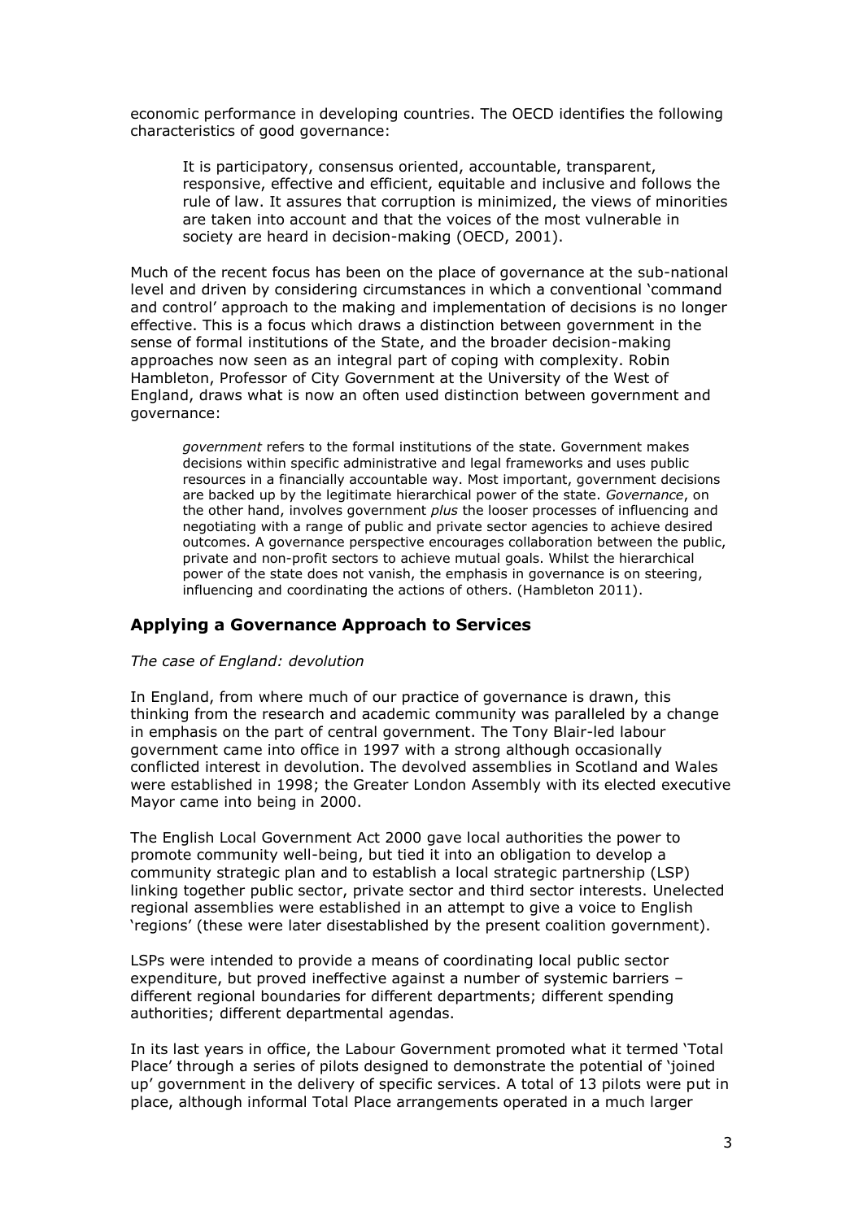economic performance in developing countries. The OECD identifies the following characteristics of good governance:

> It is participatory, consensus oriented, accountable, transparent, responsive, effective and efficient, equitable and inclusive and follows the rule of law. It assures that corruption is minimized, the views of minorities are taken into account and that the voices of the most vulnerable in society are heard in decision-making (OECD, 2001).

Much of the recent focus has been on the place of governance at the sub-national level and driven by considering circumstances in which a conventional 'command and control' approach to the making and implementation of decisions is no longer effective. This is a focus which draws a distinction between government in the sense of formal institutions of the State, and the broader decision-making approaches now seen as an integral part of coping with complexity. Robin Hambleton, Professor of City Government at the University of the West of England, draws what is now an often used distinction between government and governance:

> *government* refers to the formal institutions of the state. Government makes decisions within specific administrative and legal frameworks and uses public resources in a financially accountable way. Most important, government decisions are backed up by the legitimate hierarchical power of the state. *Governance*, on the other hand, involves government *plus* the looser processes of influencing and negotiating with a range of public and private sector agencies to achieve desired outcomes. A governance perspective encourages collaboration between the public, private and non-profit sectors to achieve mutual goals. Whilst the hierarchical power of the state does not vanish, the emphasis in governance is on steering, influencing and coordinating the actions of others. (Hambleton 2011).

## Applying a Governance Approach to Services

*The case of England: devolution*

In England, from where much of our practice of governance is drawn, this thinking from the research and academic community was paralleled by a change in emphasis on the part of central government. The Tony Blair-led labour government came into office in 1997 with a strong although occasionally conflicted interest in devolution. The devolved assemblies in Scotland and Wales were established in 1998; the Greater London Assembly with its elected executive Mayor came into being in 2000.

The English Local Government Act 2000 gave local authorities the power to promote community well-being, but tied it into an obligation to develop a community strategic plan and to establish a local strategic partnership (LSP) linking together public sector, private sector and third sector interests. Unelected regional assemblies were established in an attempt to give a voice to English 'regions' (these were later disestablished by the present coalition government).

LSPs were intended to provide a means of coordinating local public sector expenditure, but proved ineffective against a number of systemic barriers – different regional boundaries for different departments; different spending authorities; different departmental agendas.

In its last years in office, the Labour Government promoted what it termed 'Total Place' through a series of pilots designed to demonstrate the potential of 'joined up' government in the delivery of specific services. A total of 13 pilots were put in place, although informal Total Place arrangements operated in a much larger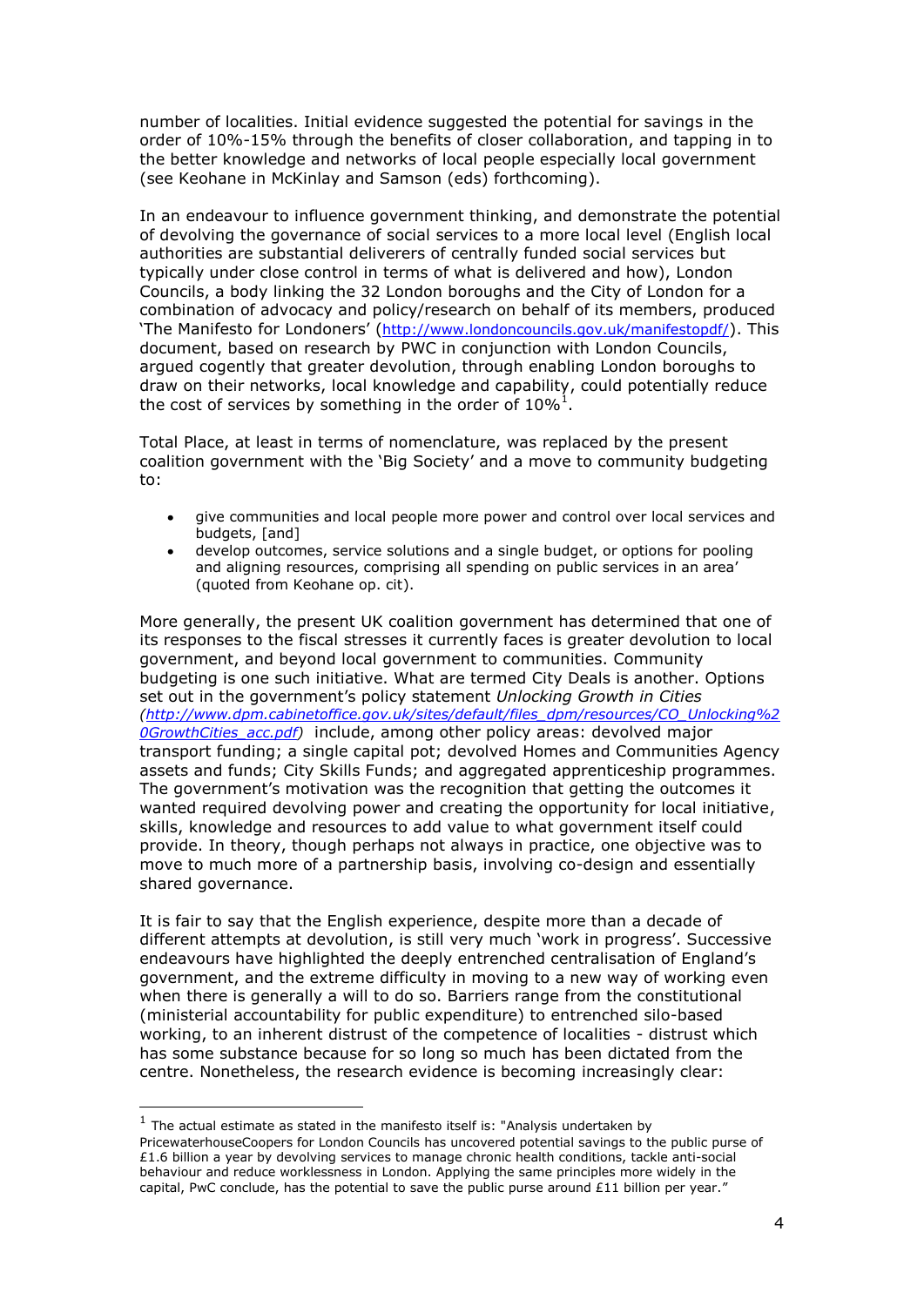number of localities. Initial evidence suggested the potential for savings in the order of 10%-15% through the benefits of closer collaboration, and tapping in to the better knowledge and networks of local people especially local government (see Keohane in McKinlay and Samson (eds) forthcoming).

In an endeavour to influence government thinking, and demonstrate the potential of devolving the governance of social services to a more local level (English local authorities are substantial deliverers of centrally funded social services but typically under close control in terms of what is delivered and how), London Councils, a body linking the 32 London boroughs and the City of London for a combination of advocacy and policy/research on behalf of its members, produced 'The Manifesto for Londoners' (http://www.londoncouncils.gov.uk/manifestopdf/). This document, based on research by PWC in conjunction with London Councils, argued cogently that greater devolution, through enabling London boroughs to draw on their networks, local knowledge and capability, could potentially reduce the cost of services by something in the order of 10%[1].

Total Place, at least in terms of nomenclature, was replaced by the present coalition government with the 'Big Society' and a move to community budgeting to:

- give communities and local people more power and control over local services and budgets, [and]
- develop outcomes, service solutions and a single budget, or options for pooling and aligning resources, comprising all spending on public services in an area' (quoted from Keohane op. cit).

More generally, the present UK coalition government has determined that one of its responses to the fiscal stresses it currently faces is greater devolution to local government, and beyond local government to communities. Community budgeting is one such initiative. What are termed City Deals is another. Options set out in the government's policy statement *Unlocking Growth in Cities (http://www.dpm.cabinetoffice.gov.uk/sites/default/files_dpm/resources/CO_Unlocking%20GrowthCities_acc.pdf)* include, among other policy areas: devolved major transport funding; a single capital pot; devolved Homes and Communities Agency assets and funds; City Skills Funds; and aggregated apprenticeship programmes. The government's motivation was the recognition that getting the outcomes it wanted required devolving power and creating the opportunity for local initiative, skills, knowledge and resources to add value to what government itself could provide. In theory, though perhaps not always in practice, one objective was to move to much more of a partnership basis, involving co-design and essentially shared governance.

It is fair to say that the English experience, despite more than a decade of different attempts at devolution, is still very much 'work in progress'. Successive endeavours have highlighted the deeply entrenched centralisation of England's government, and the extreme difficulty in moving to a new way of working even when there is generally a will to do so. Barriers range from the constitutional (ministerial accountability for public expenditure) to entrenched silo-based working, to an inherent distrust of the competence of localities - distrust which has some substance because for so long so much has been dictated from the centre. Nonetheless, the research evidence is becoming increasingly clear:

---

[1] The actual estimate as stated in the manifesto itself is: "Analysis undertaken by PricewaterhouseCoopers for London Councils has uncovered potential savings to the public purse of £1.6 billion a year by devolving services to manage chronic health conditions, tackle anti-social behaviour and reduce worklessness in London. Applying the same principles more widely in the capital, PwC conclude, has the potential to save the public purse around £11 billion per year."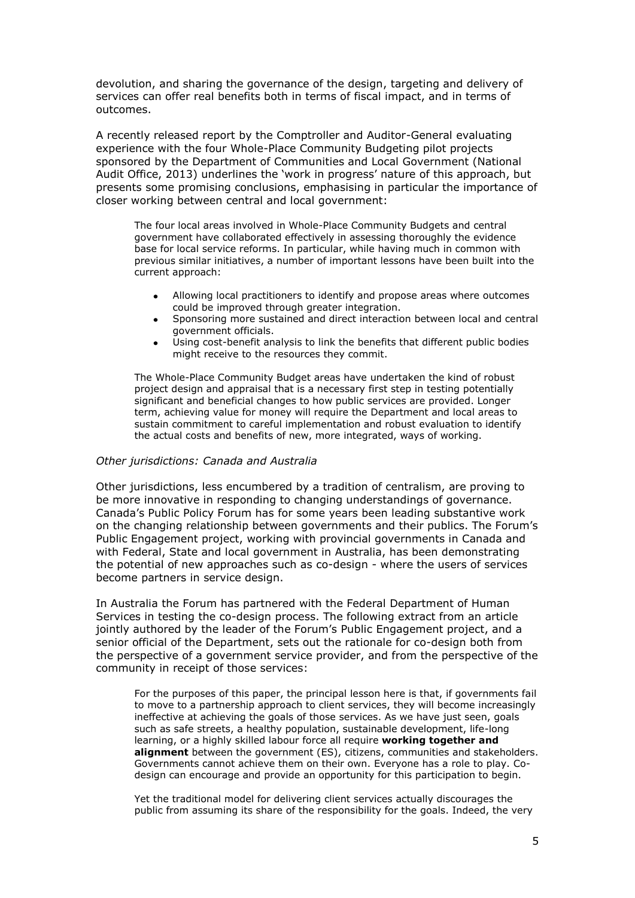devolution, and sharing the governance of the design, targeting and delivery of services can offer real benefits both in terms of fiscal impact, and in terms of outcomes.

A recently released report by the Comptroller and Auditor-General evaluating experience with the four Whole-Place Community Budgeting pilot projects sponsored by the Department of Communities and Local Government (National Audit Office, 2013) underlines the 'work in progress' nature of this approach, but presents some promising conclusions, emphasising in particular the importance of closer working between central and local government:

> The four local areas involved in Whole-Place Community Budgets and central government have collaborated effectively in assessing thoroughly the evidence base for local service reforms. In particular, while having much in common with previous similar initiatives, a number of important lessons have been built into the current approach:
>
> - Allowing local practitioners to identify and propose areas where outcomes could be improved through greater integration.
> - Sponsoring more sustained and direct interaction between local and central government officials.
> - Using cost-benefit analysis to link the benefits that different public bodies might receive to the resources they commit.
>
> The Whole-Place Community Budget areas have undertaken the kind of robust project design and appraisal that is a necessary first step in testing potentially significant and beneficial changes to how public services are provided. Longer term, achieving value for money will require the Department and local areas to sustain commitment to careful implementation and robust evaluation to identify the actual costs and benefits of new, more integrated, ways of working.

*Other jurisdictions: Canada and Australia*

Other jurisdictions, less encumbered by a tradition of centralism, are proving to be more innovative in responding to changing understandings of governance. Canada's Public Policy Forum has for some years been leading substantive work on the changing relationship between governments and their publics. The Forum's Public Engagement project, working with provincial governments in Canada and with Federal, State and local government in Australia, has been demonstrating the potential of new approaches such as co-design - where the users of services become partners in service design.

In Australia the Forum has partnered with the Federal Department of Human Services in testing the co-design process. The following extract from an article jointly authored by the leader of the Forum's Public Engagement project, and a senior official of the Department, sets out the rationale for co-design both from the perspective of a government service provider, and from the perspective of the community in receipt of those services:

> For the purposes of this paper, the principal lesson here is that, if governments fail to move to a partnership approach to client services, they will become increasingly ineffective at achieving the goals of those services. As we have just seen, goals such as safe streets, a healthy population, sustainable development, life-long learning, or a highly skilled labour force all require **working together and alignment** between the government (ES), citizens, communities and stakeholders. Governments cannot achieve them on their own. Everyone has a role to play. Co-design can encourage and provide an opportunity for this participation to begin.
>
> Yet the traditional model for delivering client services actually discourages the public from assuming its share of the responsibility for the goals. Indeed, the very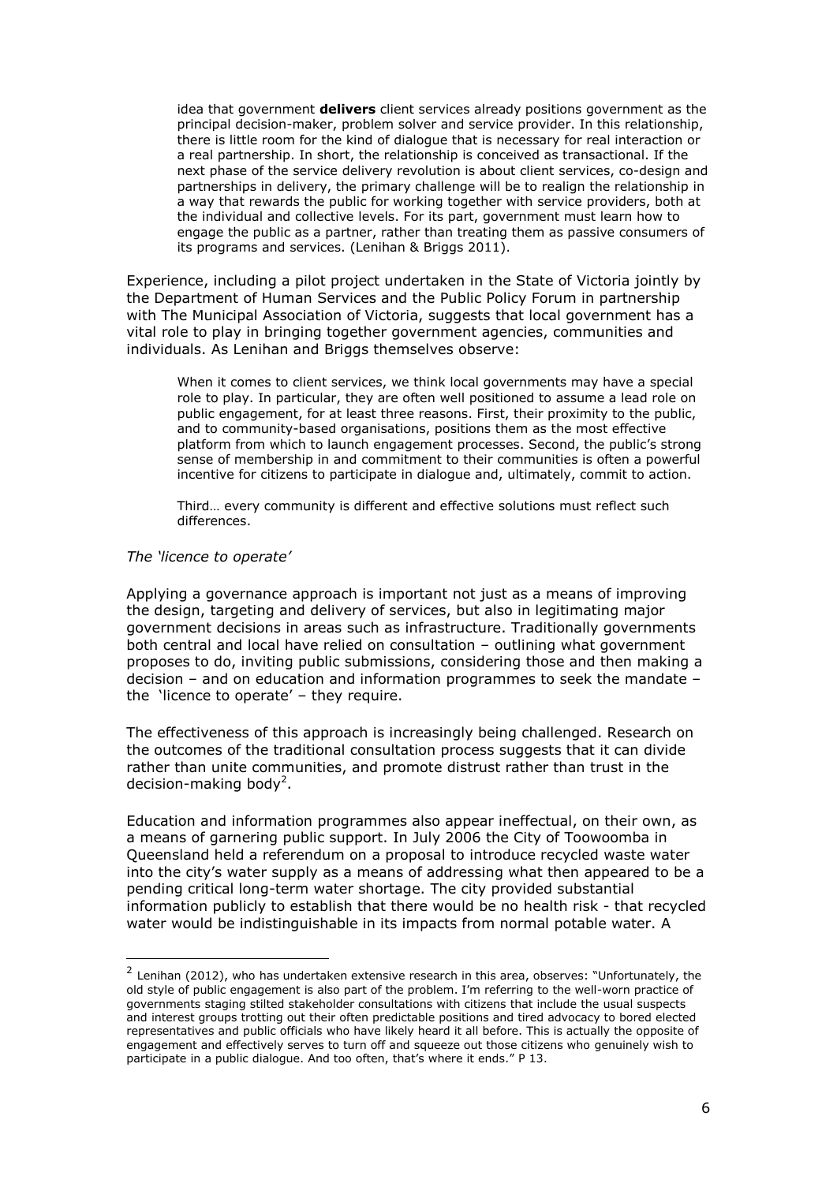> idea that government **delivers** client services already positions government as the principal decision-maker, problem solver and service provider. In this relationship, there is little room for the kind of dialogue that is necessary for real interaction or a real partnership. In short, the relationship is conceived as transactional. If the next phase of the service delivery revolution is about client services, co-design and partnerships in delivery, the primary challenge will be to realign the relationship in a way that rewards the public for working together with service providers, both at the individual and collective levels. For its part, government must learn how to engage the public as a partner, rather than treating them as passive consumers of its programs and services. (Lenihan & Briggs 2011).

Experience, including a pilot project undertaken in the State of Victoria jointly by the Department of Human Services and the Public Policy Forum in partnership with The Municipal Association of Victoria, suggests that local government has a vital role to play in bringing together government agencies, communities and individuals. As Lenihan and Briggs themselves observe:

> When it comes to client services, we think local governments may have a special role to play. In particular, they are often well positioned to assume a lead role on public engagement, for at least three reasons. First, their proximity to the public, and to community-based organisations, positions them as the most effective platform from which to launch engagement processes. Second, the public's strong sense of membership in and commitment to their communities is often a powerful incentive for citizens to participate in dialogue and, ultimately, commit to action.
>
> Third… every community is different and effective solutions must reflect such differences.

*The 'licence to operate'*

Applying a governance approach is important not just as a means of improving the design, targeting and delivery of services, but also in legitimating major government decisions in areas such as infrastructure. Traditionally governments both central and local have relied on consultation – outlining what government proposes to do, inviting public submissions, considering those and then making a decision – and on education and information programmes to seek the mandate – the 'licence to operate' – they require.

The effectiveness of this approach is increasingly being challenged. Research on the outcomes of the traditional consultation process suggests that it can divide rather than unite communities, and promote distrust rather than trust in the decision-making body[2].

Education and information programmes also appear ineffectual, on their own, as a means of garnering public support. In July 2006 the City of Toowoomba in Queensland held a referendum on a proposal to introduce recycled waste water into the city's water supply as a means of addressing what then appeared to be a pending critical long-term water shortage. The city provided substantial information publicly to establish that there would be no health risk - that recycled water would be indistinguishable in its impacts from normal potable water. A

[2] Lenihan (2012), who has undertaken extensive research in this area, observes: "Unfortunately, the old style of public engagement is also part of the problem. I'm referring to the well-worn practice of governments staging stilted stakeholder consultations with citizens that include the usual suspects and interest groups trotting out their often predictable positions and tired advocacy to bored elected representatives and public officials who have likely heard it all before. This is actually the opposite of engagement and effectively serves to turn off and squeeze out those citizens who genuinely wish to participate in a public dialogue. And too often, that's where it ends." P 13.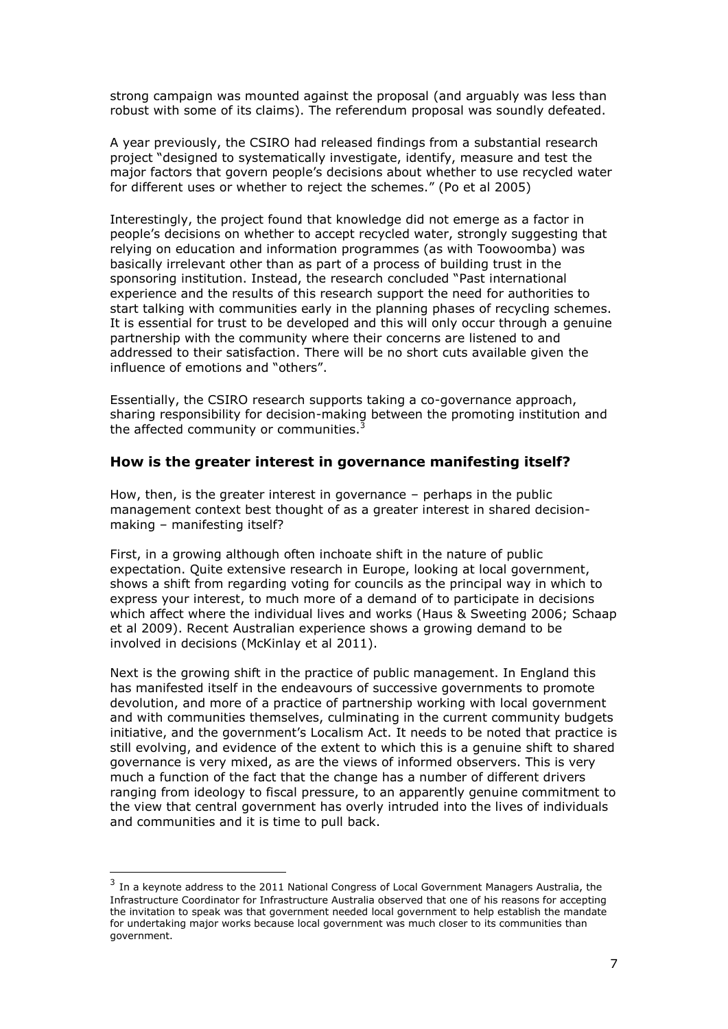strong campaign was mounted against the proposal (and arguably was less than robust with some of its claims). The referendum proposal was soundly defeated.

A year previously, the CSIRO had released findings from a substantial research project "designed to systematically investigate, identify, measure and test the major factors that govern people's decisions about whether to use recycled water for different uses or whether to reject the schemes." (Po et al 2005)

Interestingly, the project found that knowledge did not emerge as a factor in people's decisions on whether to accept recycled water, strongly suggesting that relying on education and information programmes (as with Toowoomba) was basically irrelevant other than as part of a process of building trust in the sponsoring institution. Instead, the research concluded "Past international experience and the results of this research support the need for authorities to start talking with communities early in the planning phases of recycling schemes. It is essential for trust to be developed and this will only occur through a genuine partnership with the community where their concerns are listened to and addressed to their satisfaction. There will be no short cuts available given the influence of emotions and "others".

Essentially, the CSIRO research supports taking a co-governance approach, sharing responsibility for decision-making between the promoting institution and the affected community or communities.[3]

## How is the greater interest in governance manifesting itself?

How, then, is the greater interest in governance – perhaps in the public management context best thought of as a greater interest in shared decision-making – manifesting itself?

First, in a growing although often inchoate shift in the nature of public expectation. Quite extensive research in Europe, looking at local government, shows a shift from regarding voting for councils as the principal way in which to express your interest, to much more of a demand of to participate in decisions which affect where the individual lives and works (Haus & Sweeting 2006; Schaap et al 2009). Recent Australian experience shows a growing demand to be involved in decisions (McKinlay et al 2011).

Next is the growing shift in the practice of public management. In England this has manifested itself in the endeavours of successive governments to promote devolution, and more of a practice of partnership working with local government and with communities themselves, culminating in the current community budgets initiative, and the government's Localism Act. It needs to be noted that practice is still evolving, and evidence of the extent to which this is a genuine shift to shared governance is very mixed, as are the views of informed observers. This is very much a function of the fact that the change has a number of different drivers ranging from ideology to fiscal pressure, to an apparently genuine commitment to the view that central government has overly intruded into the lives of individuals and communities and it is time to pull back.

---

[3] In a keynote address to the 2011 National Congress of Local Government Managers Australia, the Infrastructure Coordinator for Infrastructure Australia observed that one of his reasons for accepting the invitation to speak was that government needed local government to help establish the mandate for undertaking major works because local government was much closer to its communities than government.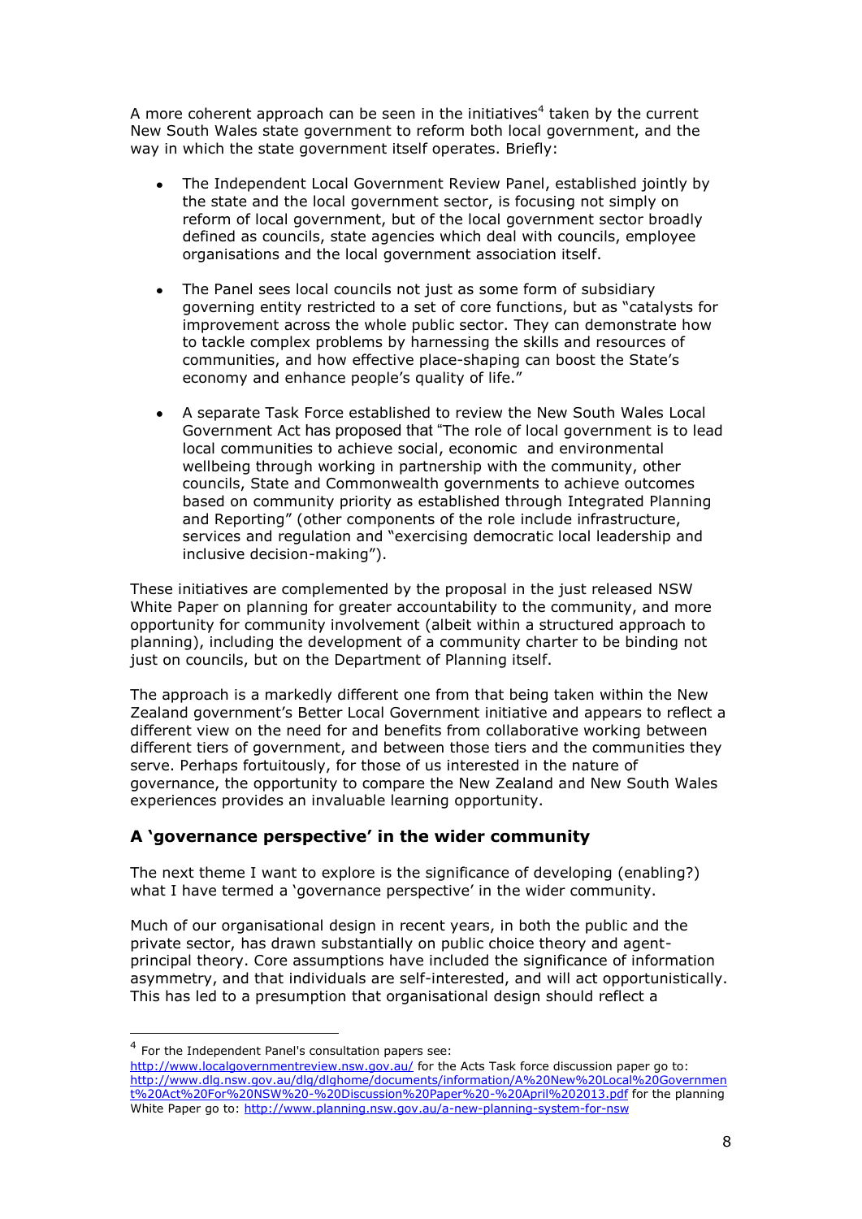A more coherent approach can be seen in the initiatives[4] taken by the current New South Wales state government to reform both local government, and the way in which the state government itself operates. Briefly:

- The Independent Local Government Review Panel, established jointly by the state and the local government sector, is focusing not simply on reform of local government, but of the local government sector broadly defined as councils, state agencies which deal with councils, employee organisations and the local government association itself.

- The Panel sees local councils not just as some form of subsidiary governing entity restricted to a set of core functions, but as "catalysts for improvement across the whole public sector. They can demonstrate how to tackle complex problems by harnessing the skills and resources of communities, and how effective place-shaping can boost the State's economy and enhance people's quality of life."

- A separate Task Force established to review the New South Wales Local Government Act has proposed that "The role of local government is to lead local communities to achieve social, economic and environmental wellbeing through working in partnership with the community, other councils, State and Commonwealth governments to achieve outcomes based on community priority as established through Integrated Planning and Reporting" (other components of the role include infrastructure, services and regulation and "exercising democratic local leadership and inclusive decision-making").

These initiatives are complemented by the proposal in the just released NSW White Paper on planning for greater accountability to the community, and more opportunity for community involvement (albeit within a structured approach to planning), including the development of a community charter to be binding not just on councils, but on the Department of Planning itself.

The approach is a markedly different one from that being taken within the New Zealand government's Better Local Government initiative and appears to reflect a different view on the need for and benefits from collaborative working between different tiers of government, and between those tiers and the communities they serve. Perhaps fortuitously, for those of us interested in the nature of governance, the opportunity to compare the New Zealand and New South Wales experiences provides an invaluable learning opportunity.

## A 'governance perspective' in the wider community

The next theme I want to explore is the significance of developing (enabling?) what I have termed a 'governance perspective' in the wider community.

Much of our organisational design in recent years, in both the public and the private sector, has drawn substantially on public choice theory and agent-principal theory. Core assumptions have included the significance of information asymmetry, and that individuals are self-interested, and will act opportunistically. This has led to a presumption that organisational design should reflect a

---

[4] For the Independent Panel's consultation papers see: http://www.localgovernmentreview.nsw.gov.au/ for the Acts Task force discussion paper go to: http://www.dlg.nsw.gov.au/dlg/dlghome/documents/information/A%20New%20Local%20Government%20Act%20For%20NSW%20-%20Discussion%20Paper%20-%20April%202013.pdf for the planning White Paper go to: http://www.planning.nsw.gov.au/a-new-planning-system-for-nsw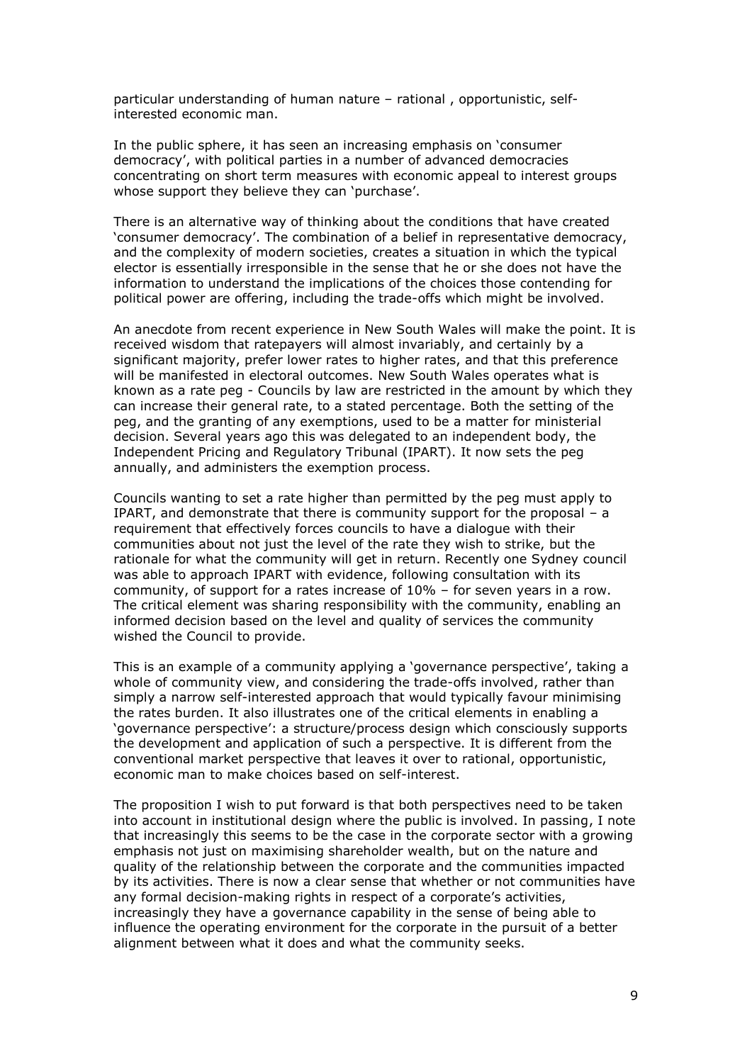particular understanding of human nature – rational , opportunistic, self-interested economic man.

In the public sphere, it has seen an increasing emphasis on 'consumer democracy', with political parties in a number of advanced democracies concentrating on short term measures with economic appeal to interest groups whose support they believe they can 'purchase'.

There is an alternative way of thinking about the conditions that have created 'consumer democracy'. The combination of a belief in representative democracy, and the complexity of modern societies, creates a situation in which the typical elector is essentially irresponsible in the sense that he or she does not have the information to understand the implications of the choices those contending for political power are offering, including the trade-offs which might be involved.

An anecdote from recent experience in New South Wales will make the point. It is received wisdom that ratepayers will almost invariably, and certainly by a significant majority, prefer lower rates to higher rates, and that this preference will be manifested in electoral outcomes. New South Wales operates what is known as a rate peg - Councils by law are restricted in the amount by which they can increase their general rate, to a stated percentage. Both the setting of the peg, and the granting of any exemptions, used to be a matter for ministerial decision. Several years ago this was delegated to an independent body, the Independent Pricing and Regulatory Tribunal (IPART). It now sets the peg annually, and administers the exemption process.

Councils wanting to set a rate higher than permitted by the peg must apply to IPART, and demonstrate that there is community support for the proposal – a requirement that effectively forces councils to have a dialogue with their communities about not just the level of the rate they wish to strike, but the rationale for what the community will get in return. Recently one Sydney council was able to approach IPART with evidence, following consultation with its community, of support for a rates increase of 10% – for seven years in a row. The critical element was sharing responsibility with the community, enabling an informed decision based on the level and quality of services the community wished the Council to provide.

This is an example of a community applying a 'governance perspective', taking a whole of community view, and considering the trade-offs involved, rather than simply a narrow self-interested approach that would typically favour minimising the rates burden. It also illustrates one of the critical elements in enabling a 'governance perspective': a structure/process design which consciously supports the development and application of such a perspective. It is different from the conventional market perspective that leaves it over to rational, opportunistic, economic man to make choices based on self-interest.

The proposition I wish to put forward is that both perspectives need to be taken into account in institutional design where the public is involved. In passing, I note that increasingly this seems to be the case in the corporate sector with a growing emphasis not just on maximising shareholder wealth, but on the nature and quality of the relationship between the corporate and the communities impacted by its activities. There is now a clear sense that whether or not communities have any formal decision-making rights in respect of a corporate's activities, increasingly they have a governance capability in the sense of being able to influence the operating environment for the corporate in the pursuit of a better alignment between what it does and what the community seeks.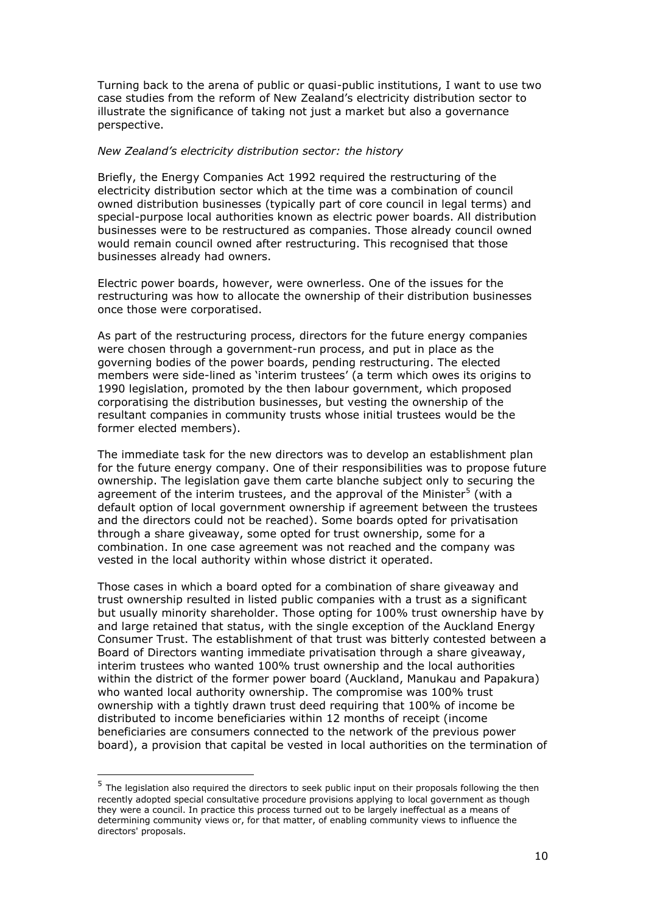Turning back to the arena of public or quasi-public institutions, I want to use two case studies from the reform of New Zealand's electricity distribution sector to illustrate the significance of taking not just a market but also a governance perspective.

*New Zealand's electricity distribution sector: the history*

Briefly, the Energy Companies Act 1992 required the restructuring of the electricity distribution sector which at the time was a combination of council owned distribution businesses (typically part of core council in legal terms) and special-purpose local authorities known as electric power boards. All distribution businesses were to be restructured as companies. Those already council owned would remain council owned after restructuring. This recognised that those businesses already had owners.

Electric power boards, however, were ownerless. One of the issues for the restructuring was how to allocate the ownership of their distribution businesses once those were corporatised.

As part of the restructuring process, directors for the future energy companies were chosen through a government-run process, and put in place as the governing bodies of the power boards, pending restructuring. The elected members were side-lined as 'interim trustees' (a term which owes its origins to 1990 legislation, promoted by the then labour government, which proposed corporatising the distribution businesses, but vesting the ownership of the resultant companies in community trusts whose initial trustees would be the former elected members).

The immediate task for the new directors was to develop an establishment plan for the future energy company. One of their responsibilities was to propose future ownership. The legislation gave them carte blanche subject only to securing the agreement of the interim trustees, and the approval of the Minister[5] (with a default option of local government ownership if agreement between the trustees and the directors could not be reached). Some boards opted for privatisation through a share giveaway, some opted for trust ownership, some for a combination. In one case agreement was not reached and the company was vested in the local authority within whose district it operated.

Those cases in which a board opted for a combination of share giveaway and trust ownership resulted in listed public companies with a trust as a significant but usually minority shareholder. Those opting for 100% trust ownership have by and large retained that status, with the single exception of the Auckland Energy Consumer Trust. The establishment of that trust was bitterly contested between a Board of Directors wanting immediate privatisation through a share giveaway, interim trustees who wanted 100% trust ownership and the local authorities within the district of the former power board (Auckland, Manukau and Papakura) who wanted local authority ownership. The compromise was 100% trust ownership with a tightly drawn trust deed requiring that 100% of income be distributed to income beneficiaries within 12 months of receipt (income beneficiaries are consumers connected to the network of the previous power board), a provision that capital be vested in local authorities on the termination of

[5] The legislation also required the directors to seek public input on their proposals following the then recently adopted special consultative procedure provisions applying to local government as though they were a council. In practice this process turned out to be largely ineffectual as a means of determining community views or, for that matter, of enabling community views to influence the directors' proposals.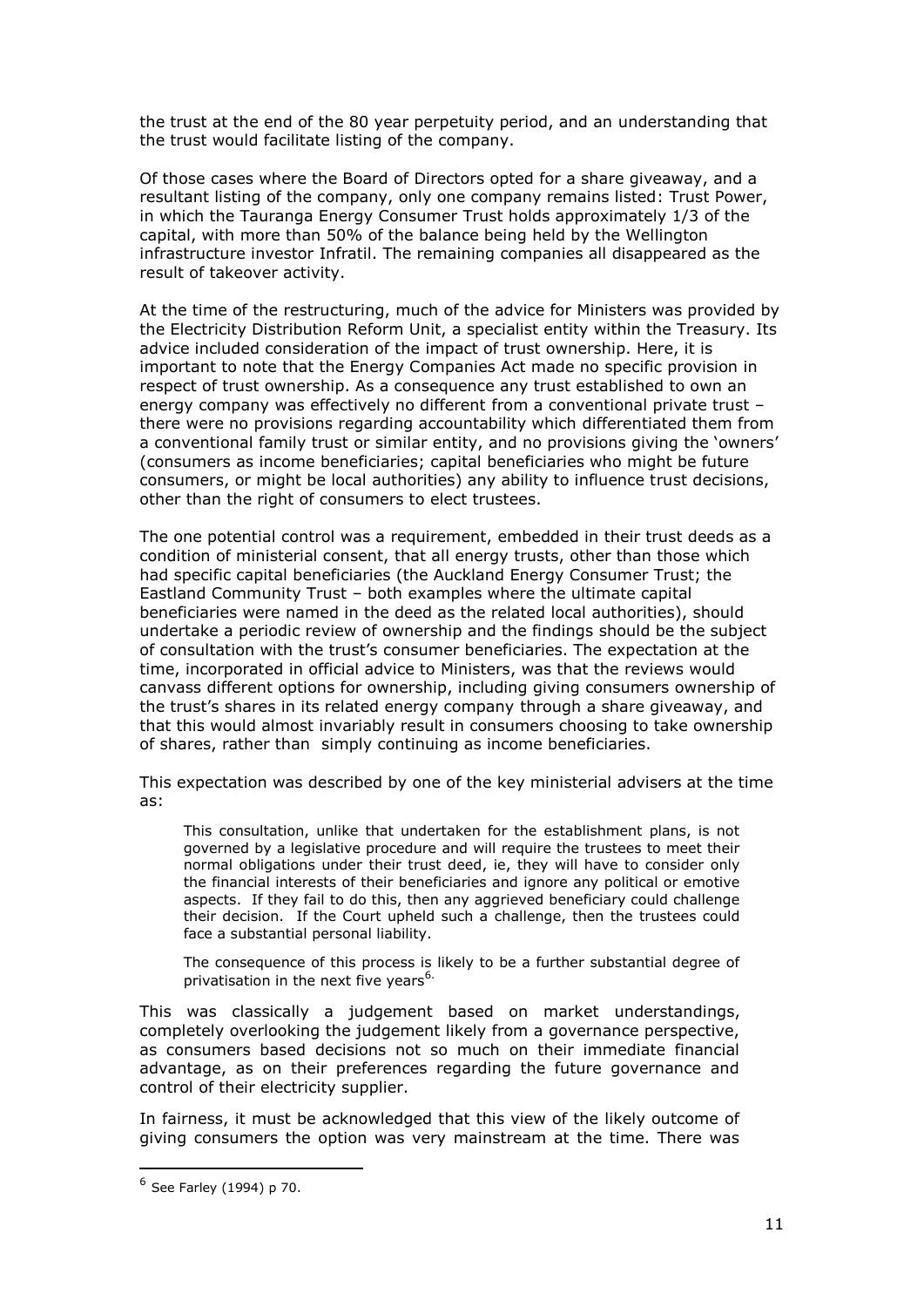the trust at the end of the 80 year perpetuity period, and an understanding that the trust would facilitate listing of the company.

Of those cases where the Board of Directors opted for a share giveaway, and a resultant listing of the company, only one company remains listed: Trust Power, in which the Tauranga Energy Consumer Trust holds approximately 1/3 of the capital, with more than 50% of the balance being held by the Wellington infrastructure investor Infratil. The remaining companies all disappeared as the result of takeover activity.

At the time of the restructuring, much of the advice for Ministers was provided by the Electricity Distribution Reform Unit, a specialist entity within the Treasury. Its advice included consideration of the impact of trust ownership. Here, it is important to note that the Energy Companies Act made no specific provision in respect of trust ownership. As a consequence any trust established to own an energy company was effectively no different from a conventional private trust – there were no provisions regarding accountability which differentiated them from a conventional family trust or similar entity, and no provisions giving the 'owners' (consumers as income beneficiaries; capital beneficiaries who might be future consumers, or might be local authorities) any ability to influence trust decisions, other than the right of consumers to elect trustees.

The one potential control was a requirement, embedded in their trust deeds as a condition of ministerial consent, that all energy trusts, other than those which had specific capital beneficiaries (the Auckland Energy Consumer Trust; the Eastland Community Trust – both examples where the ultimate capital beneficiaries were named in the deed as the related local authorities), should undertake a periodic review of ownership and the findings should be the subject of consultation with the trust's consumer beneficiaries. The expectation at the time, incorporated in official advice to Ministers, was that the reviews would canvass different options for ownership, including giving consumers ownership of the trust's shares in its related energy company through a share giveaway, and that this would almost invariably result in consumers choosing to take ownership of shares, rather than simply continuing as income beneficiaries.

This expectation was described by one of the key ministerial advisers at the time as:

> This consultation, unlike that undertaken for the establishment plans, is not governed by a legislative procedure and will require the trustees to meet their normal obligations under their trust deed, ie, they will have to consider only the financial interests of their beneficiaries and ignore any political or emotive aspects. If they fail to do this, then any aggrieved beneficiary could challenge their decision. If the Court upheld such a challenge, then the trustees could face a substantial personal liability.
>
> The consequence of this process is likely to be a further substantial degree of privatisation in the next five years[6].

This was classically a judgement based on market understandings, completely overlooking the judgement likely from a governance perspective, as consumers based decisions not so much on their immediate financial advantage, as on their preferences regarding the future governance and control of their electricity supplier.

In fairness, it must be acknowledged that this view of the likely outcome of giving consumers the option was very mainstream at the time. There was

---

[6] See Farley (1994) p 70.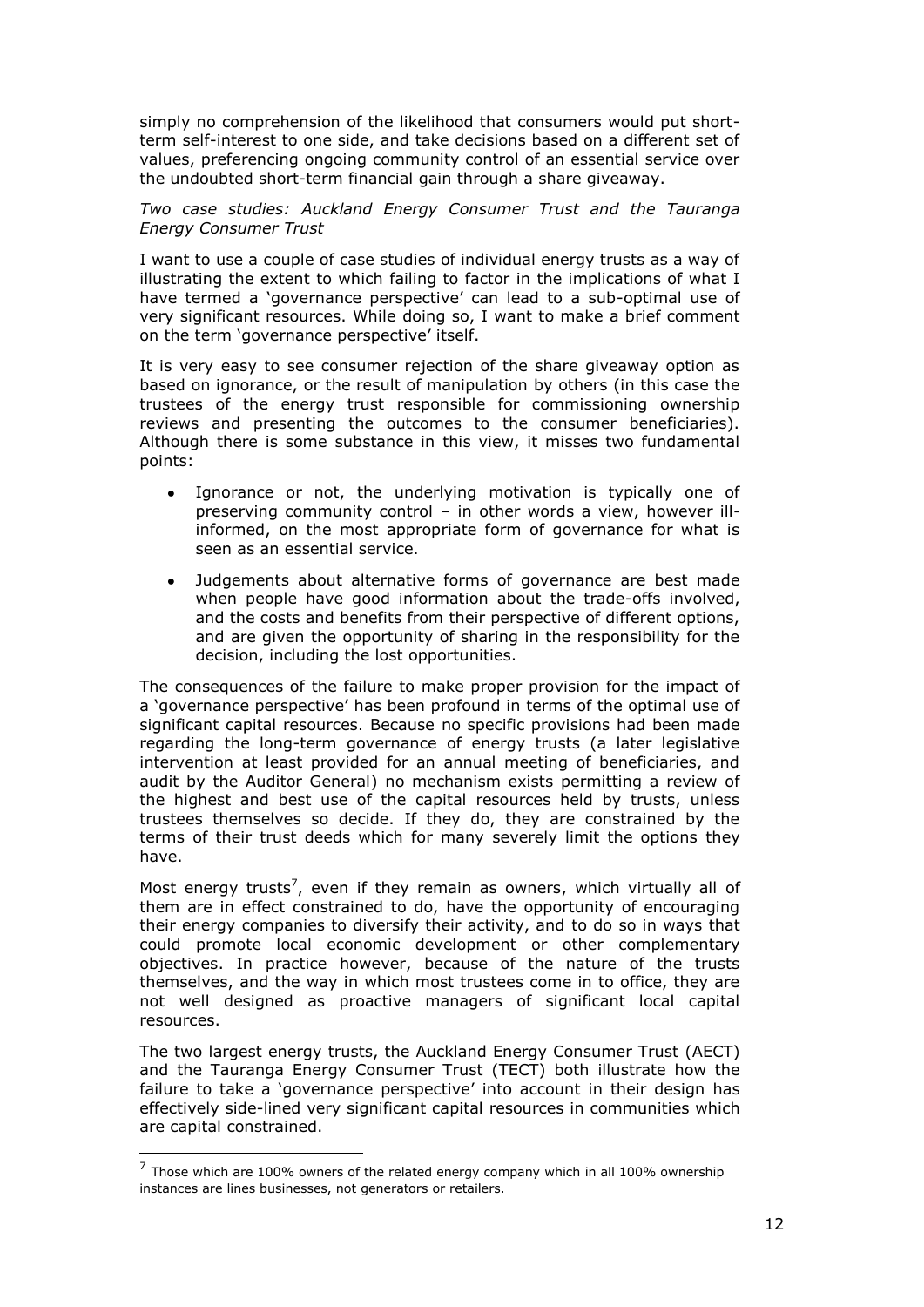simply no comprehension of the likelihood that consumers would put short-term self-interest to one side, and take decisions based on a different set of values, preferencing ongoing community control of an essential service over the undoubted short-term financial gain through a share giveaway.

*Two case studies: Auckland Energy Consumer Trust and the Tauranga Energy Consumer Trust*

I want to use a couple of case studies of individual energy trusts as a way of illustrating the extent to which failing to factor in the implications of what I have termed a 'governance perspective' can lead to a sub-optimal use of very significant resources. While doing so, I want to make a brief comment on the term 'governance perspective' itself.

It is very easy to see consumer rejection of the share giveaway option as based on ignorance, or the result of manipulation by others (in this case the trustees of the energy trust responsible for commissioning ownership reviews and presenting the outcomes to the consumer beneficiaries). Although there is some substance in this view, it misses two fundamental points:

- Ignorance or not, the underlying motivation is typically one of preserving community control – in other words a view, however ill-informed, on the most appropriate form of governance for what is seen as an essential service.
- Judgements about alternative forms of governance are best made when people have good information about the trade-offs involved, and the costs and benefits from their perspective of different options, and are given the opportunity of sharing in the responsibility for the decision, including the lost opportunities.

The consequences of the failure to make proper provision for the impact of a 'governance perspective' has been profound in terms of the optimal use of significant capital resources. Because no specific provisions had been made regarding the long-term governance of energy trusts (a later legislative intervention at least provided for an annual meeting of beneficiaries, and audit by the Auditor General) no mechanism exists permitting a review of the highest and best use of the capital resources held by trusts, unless trustees themselves so decide. If they do, they are constrained by the terms of their trust deeds which for many severely limit the options they have.

Most energy trusts[7], even if they remain as owners, which virtually all of them are in effect constrained to do, have the opportunity of encouraging their energy companies to diversify their activity, and to do so in ways that could promote local economic development or other complementary objectives. In practice however, because of the nature of the trusts themselves, and the way in which most trustees come in to office, they are not well designed as proactive managers of significant local capital resources.

The two largest energy trusts, the Auckland Energy Consumer Trust (AECT) and the Tauranga Energy Consumer Trust (TECT) both illustrate how the failure to take a 'governance perspective' into account in their design has effectively side-lined very significant capital resources in communities which are capital constrained.

[7] Those which are 100% owners of the related energy company which in all 100% ownership instances are lines businesses, not generators or retailers.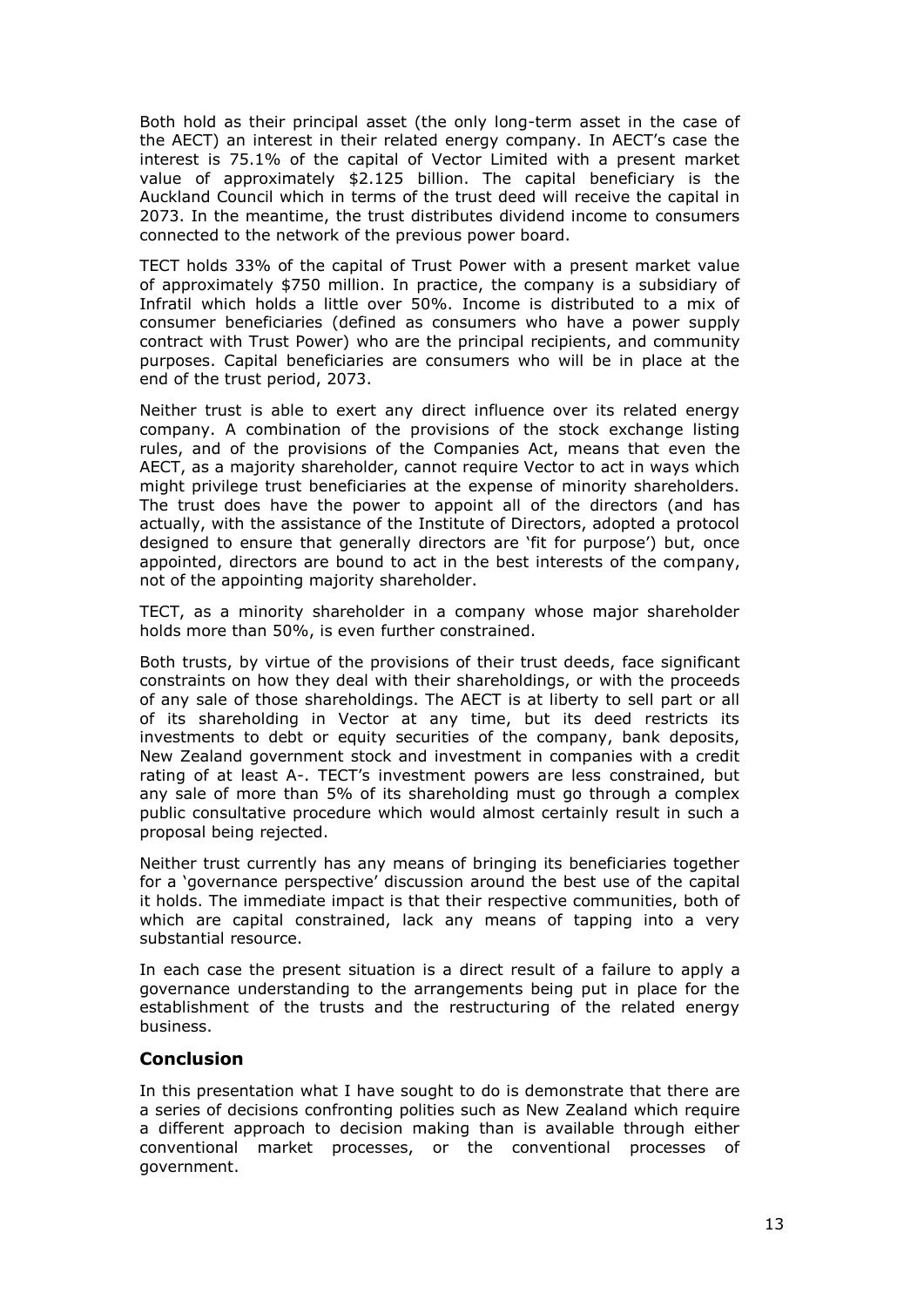Both hold as their principal asset (the only long-term asset in the case of the AECT) an interest in their related energy company. In AECT's case the interest is 75.1% of the capital of Vector Limited with a present market value of approximately $2.125 billion. The capital beneficiary is the Auckland Council which in terms of the trust deed will receive the capital in 2073. In the meantime, the trust distributes dividend income to consumers connected to the network of the previous power board.

TECT holds 33% of the capital of Trust Power with a present market value of approximately $750 million. In practice, the company is a subsidiary of Infratil which holds a little over 50%. Income is distributed to a mix of consumer beneficiaries (defined as consumers who have a power supply contract with Trust Power) who are the principal recipients, and community purposes. Capital beneficiaries are consumers who will be in place at the end of the trust period, 2073.

Neither trust is able to exert any direct influence over its related energy company. A combination of the provisions of the stock exchange listing rules, and of the provisions of the Companies Act, means that even the AECT, as a majority shareholder, cannot require Vector to act in ways which might privilege trust beneficiaries at the expense of minority shareholders. The trust does have the power to appoint all of the directors (and has actually, with the assistance of the Institute of Directors, adopted a protocol designed to ensure that generally directors are 'fit for purpose') but, once appointed, directors are bound to act in the best interests of the company, not of the appointing majority shareholder.

TECT, as a minority shareholder in a company whose major shareholder holds more than 50%, is even further constrained.

Both trusts, by virtue of the provisions of their trust deeds, face significant constraints on how they deal with their shareholdings, or with the proceeds of any sale of those shareholdings. The AECT is at liberty to sell part or all of its shareholding in Vector at any time, but its deed restricts its investments to debt or equity securities of the company, bank deposits, New Zealand government stock and investment in companies with a credit rating of at least A-. TECT's investment powers are less constrained, but any sale of more than 5% of its shareholding must go through a complex public consultative procedure which would almost certainly result in such a proposal being rejected.

Neither trust currently has any means of bringing its beneficiaries together for a 'governance perspective' discussion around the best use of the capital it holds. The immediate impact is that their respective communities, both of which are capital constrained, lack any means of tapping into a very substantial resource.

In each case the present situation is a direct result of a failure to apply a governance understanding to the arrangements being put in place for the establishment of the trusts and the restructuring of the related energy business.

## Conclusion

In this presentation what I have sought to do is demonstrate that there are a series of decisions confronting polities such as New Zealand which require a different approach to decision making than is available through either conventional market processes, or the conventional processes of government.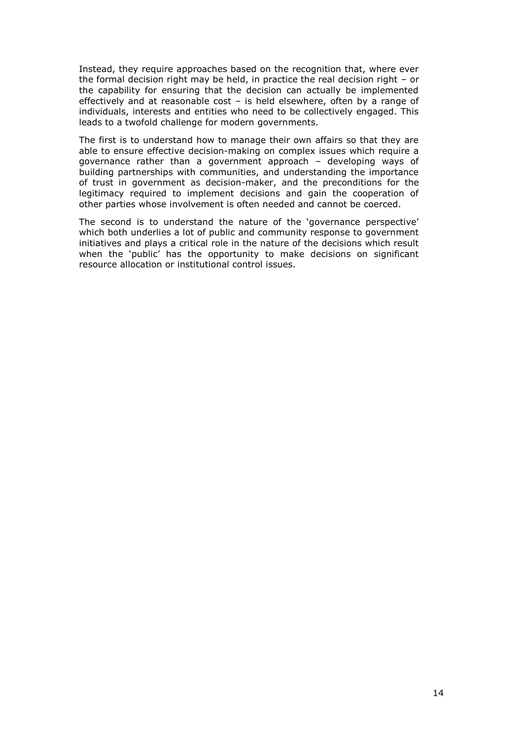Instead, they require approaches based on the recognition that, where ever the formal decision right may be held, in practice the real decision right – or the capability for ensuring that the decision can actually be implemented effectively and at reasonable cost – is held elsewhere, often by a range of individuals, interests and entities who need to be collectively engaged. This leads to a twofold challenge for modern governments.

The first is to understand how to manage their own affairs so that they are able to ensure effective decision-making on complex issues which require a governance rather than a government approach – developing ways of building partnerships with communities, and understanding the importance of trust in government as decision-maker, and the preconditions for the legitimacy required to implement decisions and gain the cooperation of other parties whose involvement is often needed and cannot be coerced.

The second is to understand the nature of the 'governance perspective' which both underlies a lot of public and community response to government initiatives and plays a critical role in the nature of the decisions which result when the 'public' has the opportunity to make decisions on significant resource allocation or institutional control issues.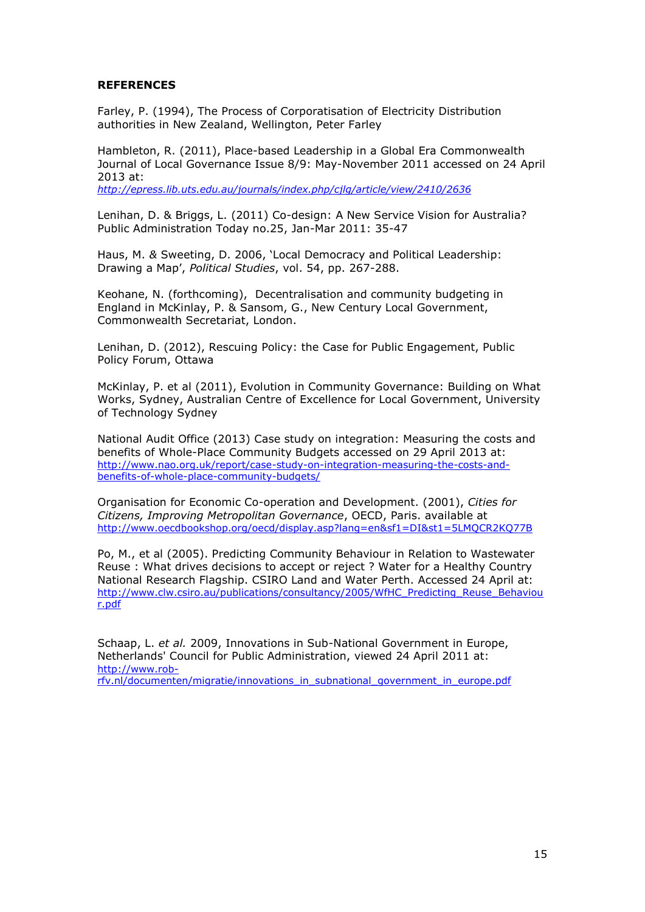## REFERENCES

Farley, P. (1994), The Process of Corporatisation of Electricity Distribution authorities in New Zealand, Wellington, Peter Farley

Hambleton, R. (2011), Place-based Leadership in a Global Era Commonwealth Journal of Local Governance Issue 8/9: May-November 2011 accessed on 24 April 2013 at:
*http://epress.lib.uts.edu.au/journals/index.php/cjlg/article/view/2410/2636*

Lenihan, D. & Briggs, L. (2011) Co-design: A New Service Vision for Australia? Public Administration Today no.25, Jan-Mar 2011: 35-47

Haus, M. & Sweeting, D. 2006, 'Local Democracy and Political Leadership: Drawing a Map', *Political Studies*, vol. 54, pp. 267-288.

Keohane, N. (forthcoming), Decentralisation and community budgeting in England in McKinlay, P. & Sansom, G., New Century Local Government, Commonwealth Secretariat, London.

Lenihan, D. (2012), Rescuing Policy: the Case for Public Engagement, Public Policy Forum, Ottawa

McKinlay, P. et al (2011), Evolution in Community Governance: Building on What Works, Sydney, Australian Centre of Excellence for Local Government, University of Technology Sydney

National Audit Office (2013) Case study on integration: Measuring the costs and benefits of Whole-Place Community Budgets accessed on 29 April 2013 at:
http://www.nao.org.uk/report/case-study-on-integration-measuring-the-costs-and-benefits-of-whole-place-community-budgets/

Organisation for Economic Co-operation and Development. (2001), *Cities for Citizens, Improving Metropolitan Governance*, OECD, Paris. available at
http://www.oecdbookshop.org/oecd/display.asp?lang=en&sf1=DI&st1=5LMQCR2KQ77B

Po, M., et al (2005). Predicting Community Behaviour in Relation to Wastewater Reuse : What drives decisions to accept or reject ? Water for a Healthy Country National Research Flagship. CSIRO Land and Water Perth. Accessed 24 April at:
http://www.clw.csiro.au/publications/consultancy/2005/WfHC_Predicting_Reuse_Behaviour.pdf

Schaap, L. *et al.* 2009, Innovations in Sub-National Government in Europe, Netherlands' Council for Public Administration, viewed 24 April 2011 at:
http://www.rob-rfv.nl/documenten/migratie/innovations_in_subnational_government_in_europe.pdf